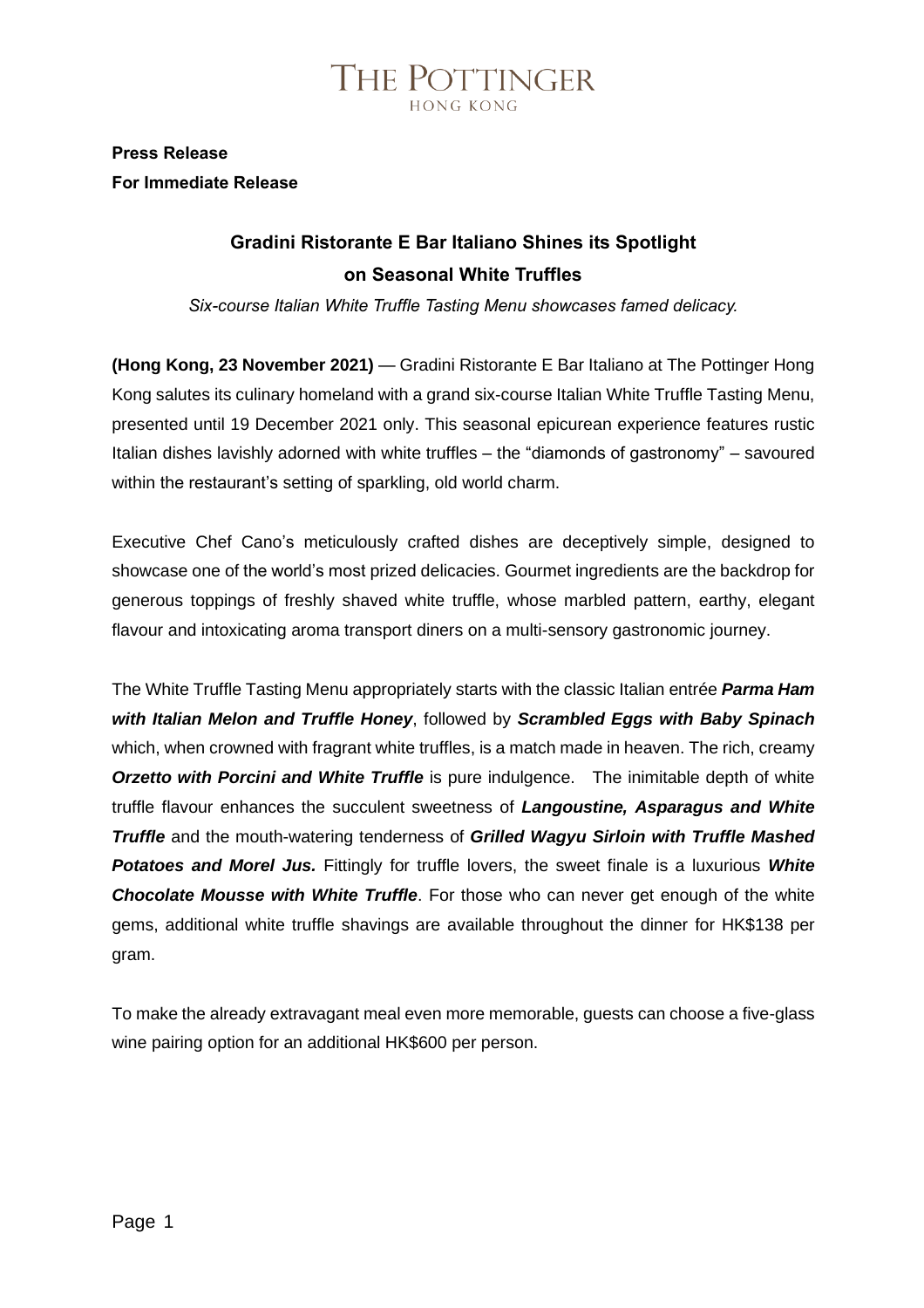# THE POTTINGER
HONG KONG

**Press Release**
**For Immediate Release**

## Gradini Ristorante E Bar Italiano Shines its Spotlight on Seasonal White Truffles

*Six-course Italian White Truffle Tasting Menu showcases famed delicacy.*

**(Hong Kong, 23 November 2021)** — Gradini Ristorante E Bar Italiano at The Pottinger Hong Kong salutes its culinary homeland with a grand six-course Italian White Truffle Tasting Menu, presented until 19 December 2021 only. This seasonal epicurean experience features rustic Italian dishes lavishly adorned with white truffles – the "diamonds of gastronomy" – savoured within the restaurant's setting of sparkling, old world charm.

Executive Chef Cano's meticulously crafted dishes are deceptively simple, designed to showcase one of the world's most prized delicacies. Gourmet ingredients are the backdrop for generous toppings of freshly shaved white truffle, whose marbled pattern, earthy, elegant flavour and intoxicating aroma transport diners on a multi-sensory gastronomic journey.

The White Truffle Tasting Menu appropriately starts with the classic Italian entrée ***Parma Ham with Italian Melon and Truffle Honey***, followed by ***Scrambled Eggs with Baby Spinach*** which, when crowned with fragrant white truffles, is a match made in heaven. The rich, creamy ***Orzetto with Porcini and White Truffle*** is pure indulgence. The inimitable depth of white truffle flavour enhances the succulent sweetness of ***Langoustine, Asparagus and White Truffle*** and the mouth-watering tenderness of ***Grilled Wagyu Sirloin with Truffle Mashed Potatoes and Morel Jus.*** Fittingly for truffle lovers, the sweet finale is a luxurious ***White Chocolate Mousse with White Truffle***. For those who can never get enough of the white gems, additional white truffle shavings are available throughout the dinner for HK$138 per gram.

To make the already extravagant meal even more memorable, guests can choose a five-glass wine pairing option for an additional HK$600 per person.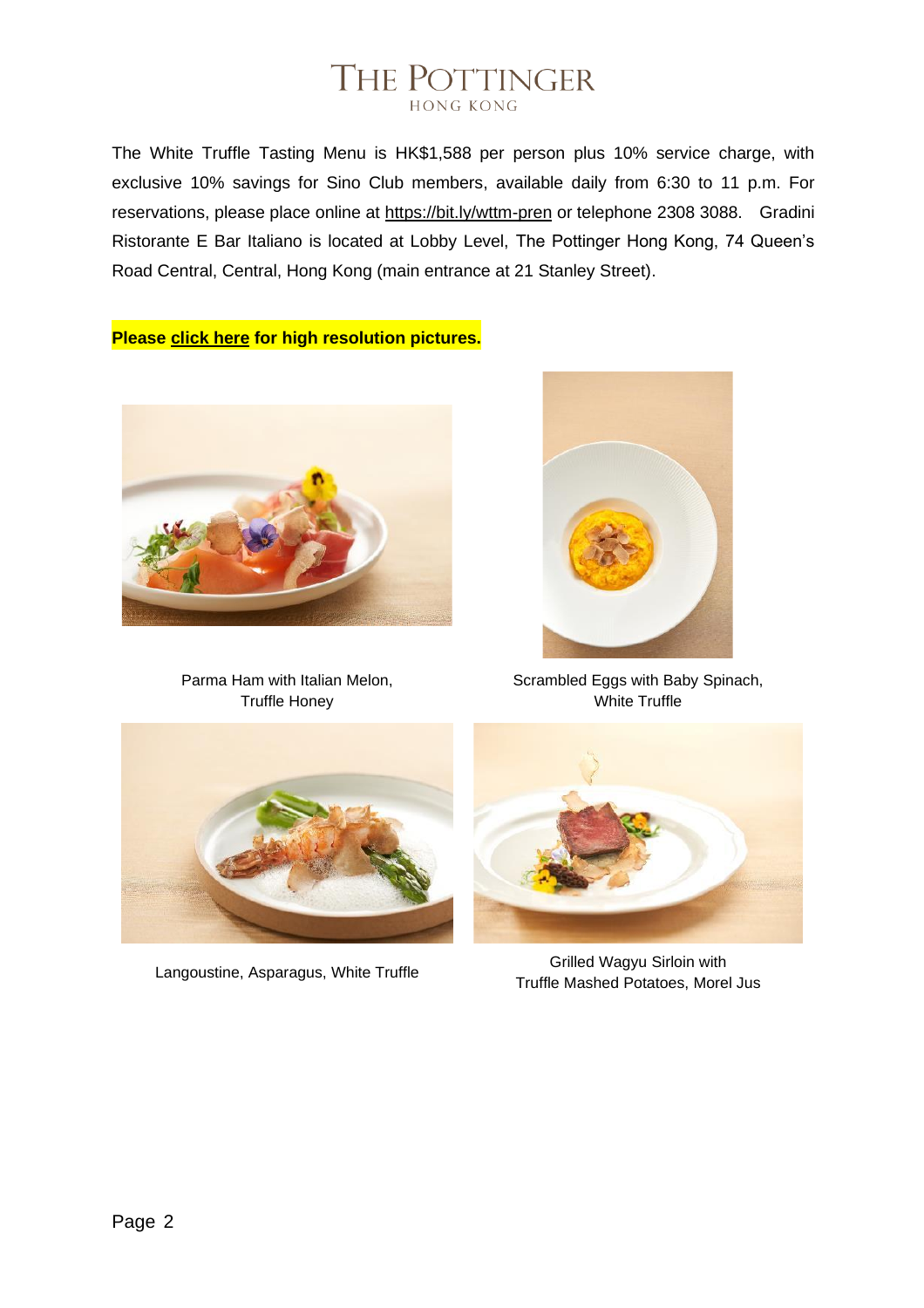The White Truffle Tasting Menu is HK$1,588 per person plus 10% service charge, with exclusive 10% savings for Sino Club members, available daily from 6:30 to 11 p.m. For reservations, please place online at https://bit.ly/wttm-pren or telephone 2308 3088. Gradini Ristorante E Bar Italiano is located at Lobby Level, The Pottinger Hong Kong, 74 Queen's Road Central, Central, Hong Kong (main entrance at 21 Stanley Street).

**Please click here for high resolution pictures.**

Parma Ham with Italian Melon, Truffle Honey

Scrambled Eggs with Baby Spinach, White Truffle

Langoustine, Asparagus, White Truffle

Grilled Wagyu Sirloin with Truffle Mashed Potatoes, Morel Jus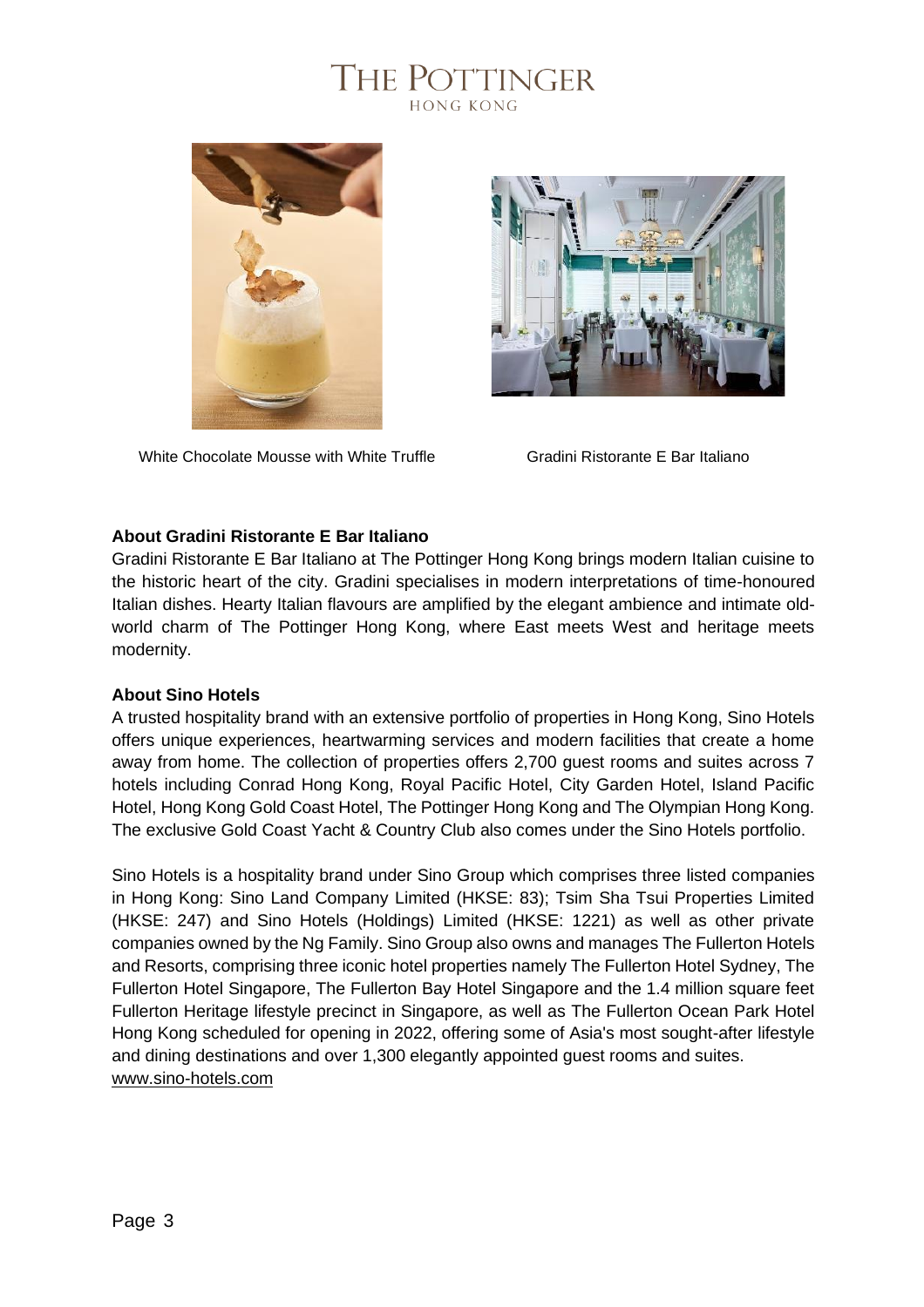White Chocolate Mousse with White Truffle

Gradini Ristorante E Bar Italiano

**About Gradini Ristorante E Bar Italiano**

Gradini Ristorante E Bar Italiano at The Pottinger Hong Kong brings modern Italian cuisine to the historic heart of the city. Gradini specialises in modern interpretations of time-honoured Italian dishes. Hearty Italian flavours are amplified by the elegant ambience and intimate old-world charm of The Pottinger Hong Kong, where East meets West and heritage meets modernity.

**About Sino Hotels**

A trusted hospitality brand with an extensive portfolio of properties in Hong Kong, Sino Hotels offers unique experiences, heartwarming services and modern facilities that create a home away from home. The collection of properties offers 2,700 guest rooms and suites across 7 hotels including Conrad Hong Kong, Royal Pacific Hotel, City Garden Hotel, Island Pacific Hotel, Hong Kong Gold Coast Hotel, The Pottinger Hong Kong and The Olympian Hong Kong. The exclusive Gold Coast Yacht & Country Club also comes under the Sino Hotels portfolio.

Sino Hotels is a hospitality brand under Sino Group which comprises three listed companies in Hong Kong: Sino Land Company Limited (HKSE: 83); Tsim Sha Tsui Properties Limited (HKSE: 247) and Sino Hotels (Holdings) Limited (HKSE: 1221) as well as other private companies owned by the Ng Family. Sino Group also owns and manages The Fullerton Hotels and Resorts, comprising three iconic hotel properties namely The Fullerton Hotel Sydney, The Fullerton Hotel Singapore, The Fullerton Bay Hotel Singapore and the 1.4 million square feet Fullerton Heritage lifestyle precinct in Singapore, as well as The Fullerton Ocean Park Hotel Hong Kong scheduled for opening in 2022, offering some of Asia's most sought-after lifestyle and dining destinations and over 1,300 elegantly appointed guest rooms and suites.
www.sino-hotels.com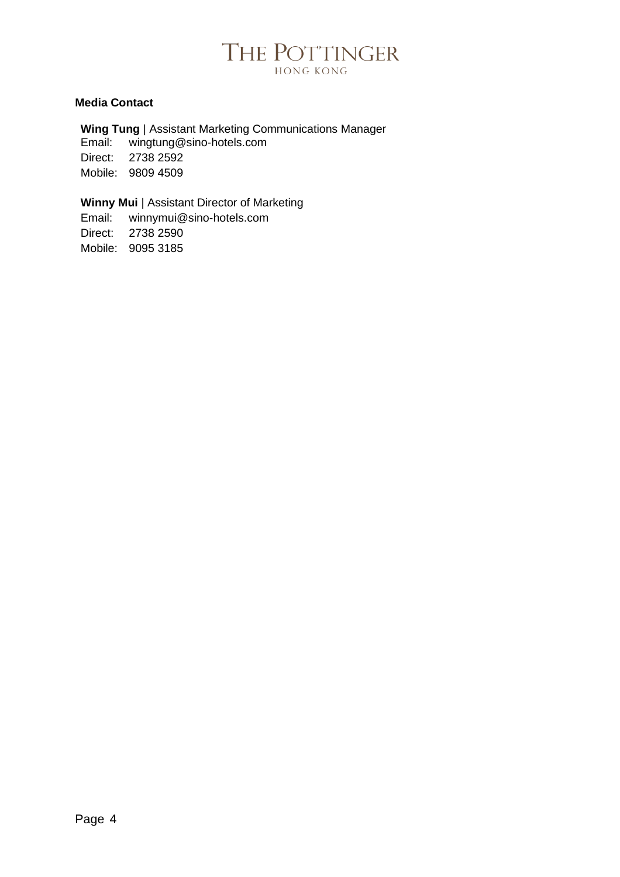**Media Contact**

**Wing Tung** | Assistant Marketing Communications Manager
Email: wingtung@sino-hotels.com
Direct: 2738 2592
Mobile: 9809 4509

**Winny Mui** | Assistant Director of Marketing
Email: winnymui@sino-hotels.com
Direct: 2738 2590
Mobile: 9095 3185